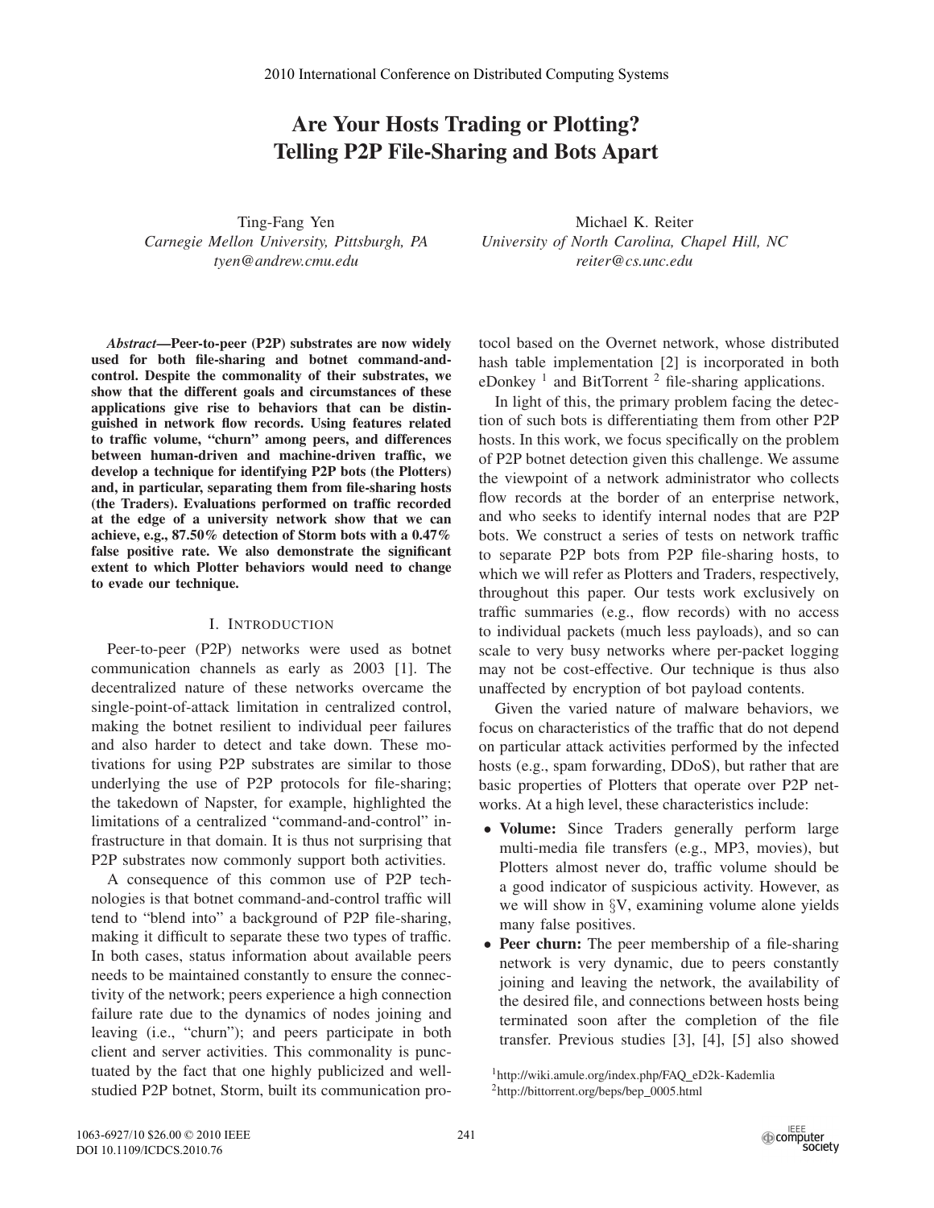# Are Your Hosts Trading or Plotting? Telling P2P File-Sharing and Bots Apart

Ting-Fang Yen
*Carnegie Mellon University, Pittsburgh, PA*
*tyen@andrew.cmu.edu*

Michael K. Reiter
*University of North Carolina, Chapel Hill, NC*
*reiter@cs.unc.edu*

***Abstract*—Peer-to-peer (P2P) substrates are now widely used for both file-sharing and botnet command-and-control. Despite the commonality of their substrates, we show that the different goals and circumstances of these applications give rise to behaviors that can be distinguished in network flow records. Using features related to traffic volume, "churn" among peers, and differences between human-driven and machine-driven traffic, we develop a technique for identifying P2P bots (the Plotters) and, in particular, separating them from file-sharing hosts (the Traders). Evaluations performed on traffic recorded at the edge of a university network show that we can achieve, e.g., 87.50% detection of Storm bots with a 0.47% false positive rate. We also demonstrate the significant extent to which Plotter behaviors would need to change to evade our technique.**

## I. Introduction

Peer-to-peer (P2P) networks were used as botnet communication channels as early as 2003 [1]. The decentralized nature of these networks overcame the single-point-of-attack limitation in centralized control, making the botnet resilient to individual peer failures and also harder to detect and take down. These motivations for using P2P substrates are similar to those underlying the use of P2P protocols for file-sharing; the takedown of Napster, for example, highlighted the limitations of a centralized "command-and-control" infrastructure in that domain. It is thus not surprising that P2P substrates now commonly support both activities.

A consequence of this common use of P2P technologies is that botnet command-and-control traffic will tend to "blend into" a background of P2P file-sharing, making it difficult to separate these two types of traffic. In both cases, status information about available peers needs to be maintained constantly to ensure the connectivity of the network; peers experience a high connection failure rate due to the dynamics of nodes joining and leaving (i.e., "churn"); and peers participate in both client and server activities. This commonality is punctuated by the fact that one highly publicized and well-studied P2P botnet, Storm, built its communication protocol based on the Overnet network, whose distributed hash table implementation [2] is incorporated in both eDonkey [1] and BitTorrent [2] file-sharing applications.

In light of this, the primary problem facing the detection of such bots is differentiating them from other P2P hosts. In this work, we focus specifically on the problem of P2P botnet detection given this challenge. We assume the viewpoint of a network administrator who collects flow records at the border of an enterprise network, and who seeks to identify internal nodes that are P2P bots. We construct a series of tests on network traffic to separate P2P bots from P2P file-sharing hosts, to which we will refer as Plotters and Traders, respectively, throughout this paper. Our tests work exclusively on traffic summaries (e.g., flow records) with no access to individual packets (much less payloads), and so can scale to very busy networks where per-packet logging may not be cost-effective. Our technique is thus also unaffected by encryption of bot payload contents.

Given the varied nature of malware behaviors, we focus on characteristics of the traffic that do not depend on particular attack activities performed by the infected hosts (e.g., spam forwarding, DDoS), but rather that are basic properties of Plotters that operate over P2P networks. At a high level, these characteristics include:

- **Volume:** Since Traders generally perform large multi-media file transfers (e.g., MP3, movies), but Plotters almost never do, traffic volume should be a good indicator of suspicious activity. However, as we will show in §V, examining volume alone yields many false positives.
- **Peer churn:** The peer membership of a file-sharing network is very dynamic, due to peers constantly joining and leaving the network, the availability of the desired file, and connections between hosts being terminated soon after the completion of the file transfer. Previous studies [3], [4], [5] also showed

[1] http://wiki.amule.org/index.php/FAQ_eD2k-Kademlia
[2] http://bittorrent.org/beps/bep_0005.html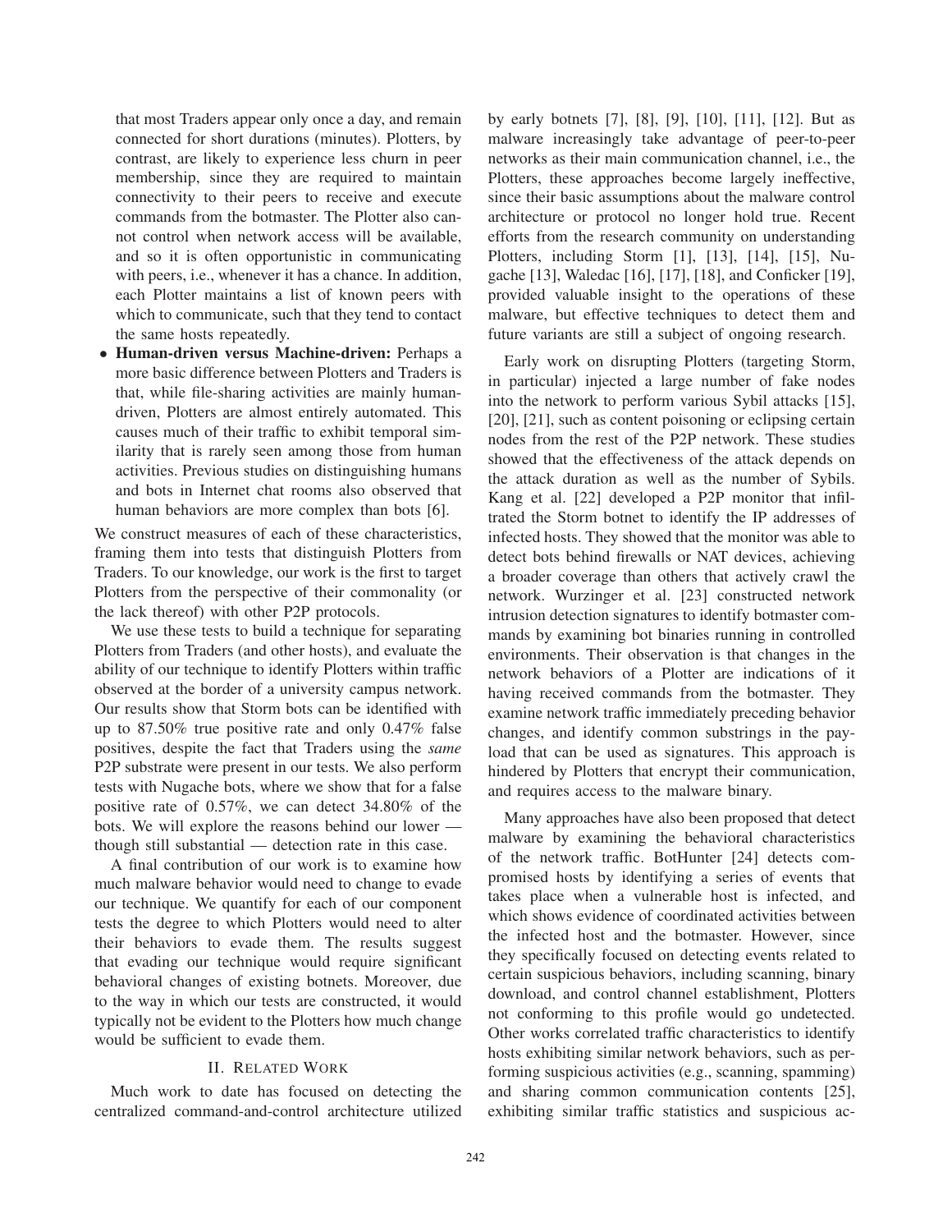that most Traders appear only once a day, and remain connected for short durations (minutes). Plotters, by contrast, are likely to experience less churn in peer membership, since they are required to maintain connectivity to their peers to receive and execute commands from the botmaster. The Plotter also cannot control when network access will be available, and so it is often opportunistic in communicating with peers, i.e., whenever it has a chance. In addition, each Plotter maintains a list of known peers with which to communicate, such that they tend to contact the same hosts repeatedly.

- **Human-driven versus Machine-driven:** Perhaps a more basic difference between Plotters and Traders is that, while file-sharing activities are mainly human-driven, Plotters are almost entirely automated. This causes much of their traffic to exhibit temporal similarity that is rarely seen among those from human activities. Previous studies on distinguishing humans and bots in Internet chat rooms also observed that human behaviors are more complex than bots [6].

We construct measures of each of these characteristics, framing them into tests that distinguish Plotters from Traders. To our knowledge, our work is the first to target Plotters from the perspective of their commonality (or the lack thereof) with other P2P protocols.

We use these tests to build a technique for separating Plotters from Traders (and other hosts), and evaluate the ability of our technique to identify Plotters within traffic observed at the border of a university campus network. Our results show that Storm bots can be identified with up to 87.50% true positive rate and only 0.47% false positives, despite the fact that Traders using the *same* P2P substrate were present in our tests. We also perform tests with Nugache bots, where we show that for a false positive rate of 0.57%, we can detect 34.80% of the bots. We will explore the reasons behind our lower — though still substantial — detection rate in this case.

A final contribution of our work is to examine how much malware behavior would need to change to evade our technique. We quantify for each of our component tests the degree to which Plotters would need to alter their behaviors to evade them. The results suggest that evading our technique would require significant behavioral changes of existing botnets. Moreover, due to the way in which our tests are constructed, it would typically not be evident to the Plotters how much change would be sufficient to evade them.

## II. Related Work

Much work to date has focused on detecting the centralized command-and-control architecture utilized by early botnets [7], [8], [9], [10], [11], [12]. But as malware increasingly take advantage of peer-to-peer networks as their main communication channel, i.e., the Plotters, these approaches become largely ineffective, since their basic assumptions about the malware control architecture or protocol no longer hold true. Recent efforts from the research community on understanding Plotters, including Storm [1], [13], [14], [15], Nugache [13], Waledac [16], [17], [18], and Conficker [19], provided valuable insight to the operations of these malware, but effective techniques to detect them and future variants are still a subject of ongoing research.

Early work on disrupting Plotters (targeting Storm, in particular) injected a large number of fake nodes into the network to perform various Sybil attacks [15], [20], [21], such as content poisoning or eclipsing certain nodes from the rest of the P2P network. These studies showed that the effectiveness of the attack depends on the attack duration as well as the number of Sybils. Kang et al. [22] developed a P2P monitor that infiltrated the Storm botnet to identify the IP addresses of infected hosts. They showed that the monitor was able to detect bots behind firewalls or NAT devices, achieving a broader coverage than others that actively crawl the network. Wurzinger et al. [23] constructed network intrusion detection signatures to identify botmaster commands by examining bot binaries running in controlled environments. Their observation is that changes in the network behaviors of a Plotter are indications of it having received commands from the botmaster. They examine network traffic immediately preceding behavior changes, and identify common substrings in the payload that can be used as signatures. This approach is hindered by Plotters that encrypt their communication, and requires access to the malware binary.

Many approaches have also been proposed that detect malware by examining the behavioral characteristics of the network traffic. BotHunter [24] detects compromised hosts by identifying a series of events that takes place when a vulnerable host is infected, and which shows evidence of coordinated activities between the infected host and the botmaster. However, since they specifically focused on detecting events related to certain suspicious behaviors, including scanning, binary download, and control channel establishment, Plotters not conforming to this profile would go undetected. Other works correlated traffic characteristics to identify hosts exhibiting similar network behaviors, such as performing suspicious activities (e.g., scanning, spamming) and sharing common communication contents [25], exhibiting similar traffic statistics and suspicious ac-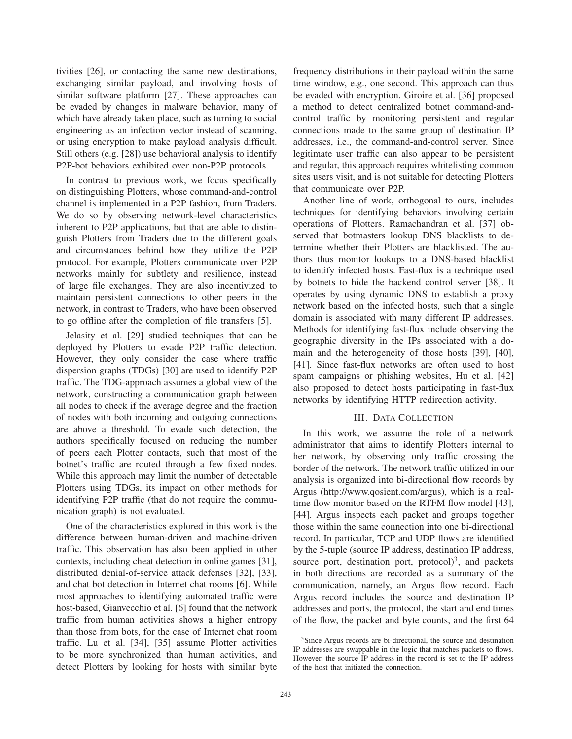tivities [26], or contacting the same new destinations, exchanging similar payload, and involving hosts of similar software platform [27]. These approaches can be evaded by changes in malware behavior, many of which have already taken place, such as turning to social engineering as an infection vector instead of scanning, or using encryption to make payload analysis difficult. Still others (e.g. [28]) use behavioral analysis to identify P2P-bot behaviors exhibited over non-P2P protocols.

In contrast to previous work, we focus specifically on distinguishing Plotters, whose command-and-control channel is implemented in a P2P fashion, from Traders. We do so by observing network-level characteristics inherent to P2P applications, but that are able to distinguish Plotters from Traders due to the different goals and circumstances behind how they utilize the P2P protocol. For example, Plotters communicate over P2P networks mainly for subtlety and resilience, instead of large file exchanges. They are also incentivized to maintain persistent connections to other peers in the network, in contrast to Traders, who have been observed to go offline after the completion of file transfers [5].

Jelasity et al. [29] studied techniques that can be deployed by Plotters to evade P2P traffic detection. However, they only consider the case where traffic dispersion graphs (TDGs) [30] are used to identify P2P traffic. The TDG-approach assumes a global view of the network, constructing a communication graph between all nodes to check if the average degree and the fraction of nodes with both incoming and outgoing connections are above a threshold. To evade such detection, the authors specifically focused on reducing the number of peers each Plotter contacts, such that most of the botnet's traffic are routed through a few fixed nodes. While this approach may limit the number of detectable Plotters using TDGs, its impact on other methods for identifying P2P traffic (that do not require the communication graph) is not evaluated.

One of the characteristics explored in this work is the difference between human-driven and machine-driven traffic. This observation has also been applied in other contexts, including cheat detection in online games [31], distributed denial-of-service attack defenses [32], [33], and chat bot detection in Internet chat rooms [6]. While most approaches to identifying automated traffic were host-based, Gianvecchio et al. [6] found that the network traffic from human activities shows a higher entropy than those from bots, for the case of Internet chat room traffic. Lu et al. [34], [35] assume Plotter activities to be more synchronized than human activities, and detect Plotters by looking for hosts with similar byte frequency distributions in their payload within the same time window, e.g., one second. This approach can thus be evaded with encryption. Giroire et al. [36] proposed a method to detect centralized botnet command-and-control traffic by monitoring persistent and regular connections made to the same group of destination IP addresses, i.e., the command-and-control server. Since legitimate user traffic can also appear to be persistent and regular, this approach requires whitelisting common sites users visit, and is not suitable for detecting Plotters that communicate over P2P.

Another line of work, orthogonal to ours, includes techniques for identifying behaviors involving certain operations of Plotters. Ramachandran et al. [37] observed that botmasters lookup DNS blacklists to determine whether their Plotters are blacklisted. The authors thus monitor lookups to a DNS-based blacklist to identify infected hosts. Fast-flux is a technique used by botnets to hide the backend control server [38]. It operates by using dynamic DNS to establish a proxy network based on the infected hosts, such that a single domain is associated with many different IP addresses. Methods for identifying fast-flux include observing the geographic diversity in the IPs associated with a domain and the heterogeneity of those hosts [39], [40], [41]. Since fast-flux networks are often used to host spam campaigns or phishing websites, Hu et al. [42] also proposed to detect hosts participating in fast-flux networks by identifying HTTP redirection activity.

## III. Data Collection

In this work, we assume the role of a network administrator that aims to identify Plotters internal to her network, by observing only traffic crossing the border of the network. The network traffic utilized in our analysis is organized into bi-directional flow records by Argus (http://www.qosient.com/argus), which is a real-time flow monitor based on the RTFM flow model [43], [44]. Argus inspects each packet and groups together those within the same connection into one bi-directional record. In particular, TCP and UDP flows are identified by the 5-tuple (source IP address, destination IP address, source port, destination port, protocol)[3], and packets in both directions are recorded as a summary of the communication, namely, an Argus flow record. Each Argus record includes the source and destination IP addresses and ports, the protocol, the start and end times of the flow, the packet and byte counts, and the first 64

[3]Since Argus records are bi-directional, the source and destination IP addresses are swappable in the logic that matches packets to flows. However, the source IP address in the record is set to the IP address of the host that initiated the connection.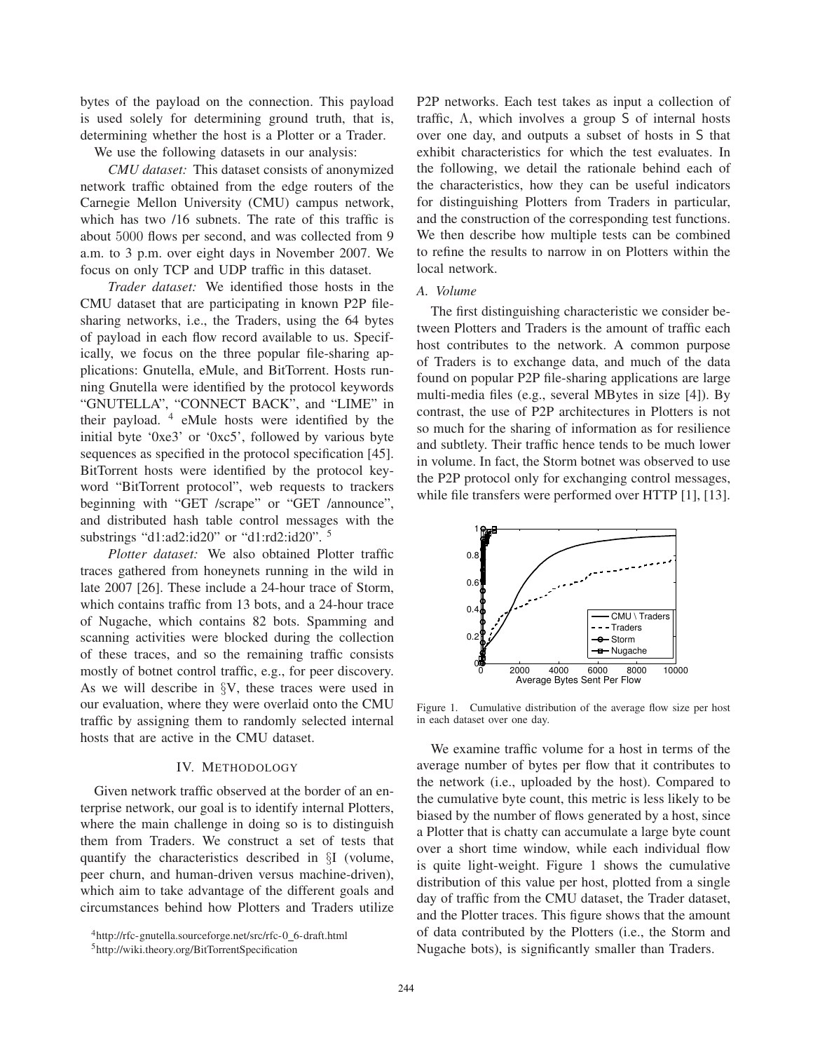bytes of the payload on the connection. This payload is used solely for determining ground truth, that is, determining whether the host is a Plotter or a Trader.

We use the following datasets in our analysis:

*CMU dataset:* This dataset consists of anonymized network traffic obtained from the edge routers of the Carnegie Mellon University (CMU) campus network, which has two /16 subnets. The rate of this traffic is about 5000 flows per second, and was collected from 9 a.m. to 3 p.m. over eight days in November 2007. We focus on only TCP and UDP traffic in this dataset.

*Trader dataset:* We identified those hosts in the CMU dataset that are participating in known P2P file-sharing networks, i.e., the Traders, using the 64 bytes of payload in each flow record available to us. Specifically, we focus on the three popular file-sharing applications: Gnutella, eMule, and BitTorrent. Hosts running Gnutella were identified by the protocol keywords "GNUTELLA", "CONNECT BACK", and "LIME" in their payload. [4] eMule hosts were identified by the initial byte '0xe3' or '0xc5', followed by various byte sequences as specified in the protocol specification [45]. BitTorrent hosts were identified by the protocol keyword "BitTorrent protocol", web requests to trackers beginning with "GET /scrape" or "GET /announce", and distributed hash table control messages with the substrings "d1:ad2:id20" or "d1:rd2:id20". [5]

*Plotter dataset:* We also obtained Plotter traffic traces gathered from honeynets running in the wild in late 2007 [26]. These include a 24-hour trace of Storm, which contains traffic from 13 bots, and a 24-hour trace of Nugache, which contains 82 bots. Spamming and scanning activities were blocked during the collection of these traces, and so the remaining traffic consists mostly of botnet control traffic, e.g., for peer discovery. As we will describe in §V, these traces were used in our evaluation, where they were overlaid onto the CMU traffic by assigning them to randomly selected internal hosts that are active in the CMU dataset.

## IV. Methodology

Given network traffic observed at the border of an enterprise network, our goal is to identify internal Plotters, where the main challenge in doing so is to distinguish them from Traders. We construct a set of tests that quantify the characteristics described in §I (volume, peer churn, and human-driven versus machine-driven), which aim to take advantage of the different goals and circumstances behind how Plotters and Traders utilize P2P networks. Each test takes as input a collection of traffic, $\Lambda$, which involves a group $\mathsf{S}$ of internal hosts over one day, and outputs a subset of hosts in $\mathsf{S}$ that exhibit characteristics for which the test evaluates. In the following, we detail the rationale behind each of the characteristics, how they can be useful indicators for distinguishing Plotters from Traders in particular, and the construction of the corresponding test functions. We then describe how multiple tests can be combined to refine the results to narrow in on Plotters within the local network.

### A. Volume

The first distinguishing characteristic we consider between Plotters and Traders is the amount of traffic each host contributes to the network. A common purpose of Traders is to exchange data, and much of the data found on popular P2P file-sharing applications are large multi-media files (e.g., several MBytes in size [4]). By contrast, the use of P2P architectures in Plotters is not so much for the sharing of information as for resilience and subtlety. Their traffic hence tends to be much lower in volume. In fact, the Storm botnet was observed to use the P2P protocol only for exchanging control messages, while file transfers were performed over HTTP [1], [13].

Figure 1. Cumulative distribution of the average flow size per host in each dataset over one day.

We examine traffic volume for a host in terms of the average number of bytes per flow that it contributes to the network (i.e., uploaded by the host). Compared to the cumulative byte count, this metric is less likely to be biased by the number of flows generated by a host, since a Plotter that is chatty can accumulate a large byte count over a short time window, while each individual flow is quite light-weight. Figure 1 shows the cumulative distribution of this value per host, plotted from a single day of traffic from the CMU dataset, the Trader dataset, and the Plotter traces. This figure shows that the amount of data contributed by the Plotters (i.e., the Storm and Nugache bots), is significantly smaller than Traders.

[4] http://rfc-gnutella.sourceforge.net/src/rfc-0_6-draft.html

[5] http://wiki.theory.org/BitTorrentSpecification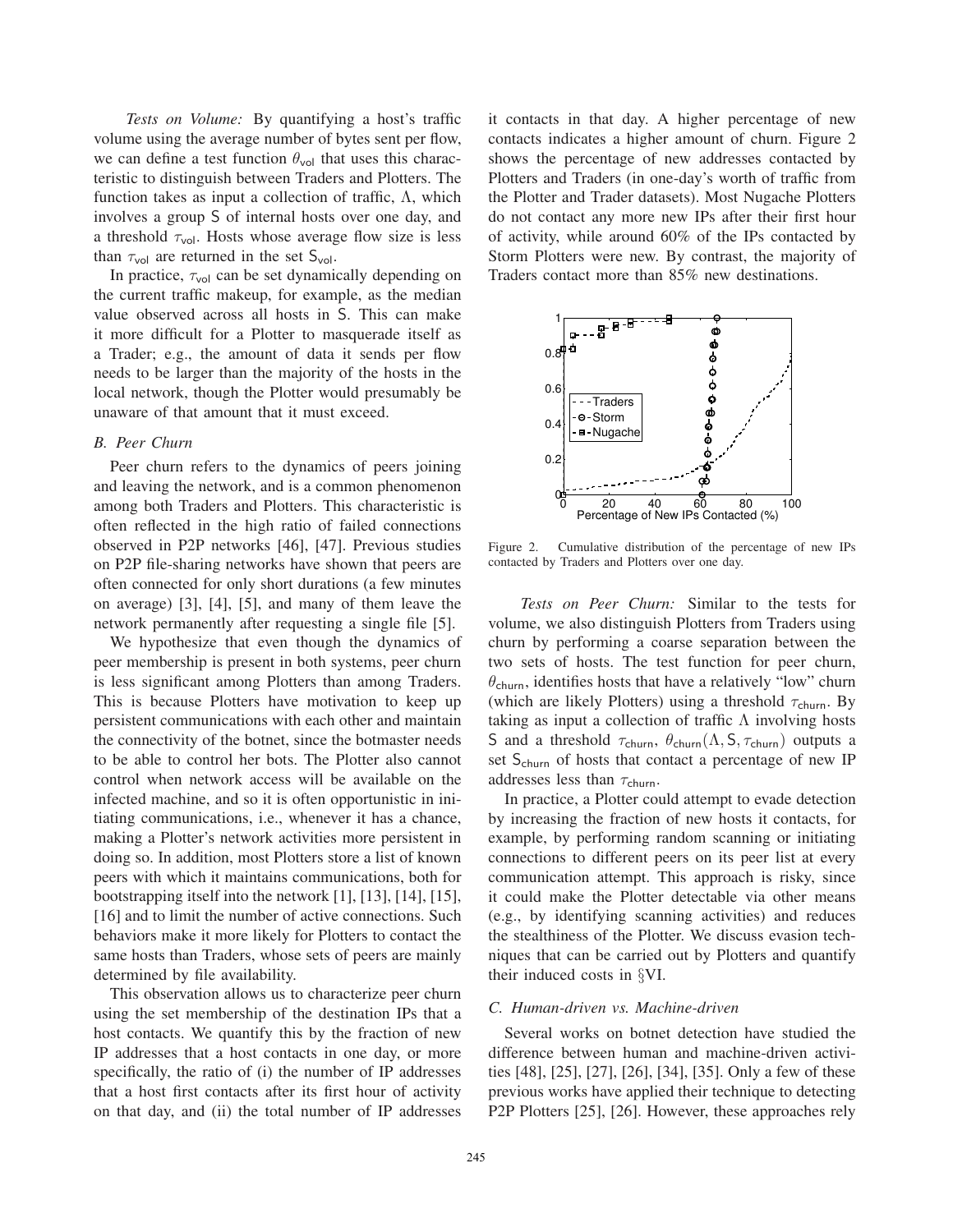*Tests on Volume:* By quantifying a host's traffic volume using the average number of bytes sent per flow, we can define a test function $\theta_{\mathsf{vol}}$ that uses this characteristic to distinguish between Traders and Plotters. The function takes as input a collection of traffic, $\Lambda$, which involves a group $\mathsf{S}$ of internal hosts over one day, and a threshold $\tau_{\mathsf{vol}}$. Hosts whose average flow size is less than $\tau_{\mathsf{vol}}$ are returned in the set $\mathsf{S}_{\mathsf{vol}}$.

In practice, $\tau_{\mathsf{vol}}$ can be set dynamically depending on the current traffic makeup, for example, as the median value observed across all hosts in $\mathsf{S}$. This can make it more difficult for a Plotter to masquerade itself as a Trader; e.g., the amount of data it sends per flow needs to be larger than the majority of the hosts in the local network, though the Plotter would presumably be unaware of that amount that it must exceed.

### B. Peer Churn

Peer churn refers to the dynamics of peers joining and leaving the network, and is a common phenomenon among both Traders and Plotters. This characteristic is often reflected in the high ratio of failed connections observed in P2P networks [46], [47]. Previous studies on P2P file-sharing networks have shown that peers are often connected for only short durations (a few minutes on average) [3], [4], [5], and many of them leave the network permanently after requesting a single file [5].

We hypothesize that even though the dynamics of peer membership is present in both systems, peer churn is less significant among Plotters than among Traders. This is because Plotters have motivation to keep up persistent communications with each other and maintain the connectivity of the botnet, since the botmaster needs to be able to control her bots. The Plotter also cannot control when network access will be available on the infected machine, and so it is often opportunistic in initiating communications, i.e., whenever it has a chance, making a Plotter's network activities more persistent in doing so. In addition, most Plotters store a list of known peers with which it maintains communications, both for bootstrapping itself into the network [1], [13], [14], [15], [16] and to limit the number of active connections. Such behaviors make it more likely for Plotters to contact the same hosts than Traders, whose sets of peers are mainly determined by file availability.

This observation allows us to characterize peer churn using the set membership of the destination IPs that a host contacts. We quantify this by the fraction of new IP addresses that a host contacts in one day, or more specifically, the ratio of (i) the number of IP addresses that a host first contacts after its first hour of activity on that day, and (ii) the total number of IP addresses it contacts in that day. A higher percentage of new contacts indicates a higher amount of churn. Figure 2 shows the percentage of new addresses contacted by Plotters and Traders (in one-day's worth of traffic from the Plotter and Trader datasets). Most Nugache Plotters do not contact any more new IPs after their first hour of activity, while around 60% of the IPs contacted by Storm Plotters were new. By contrast, the majority of Traders contact more than 85% new destinations.

Figure 2. Cumulative distribution of the percentage of new IPs contacted by Traders and Plotters over one day.

*Tests on Peer Churn:* Similar to the tests for volume, we also distinguish Plotters from Traders using churn by performing a coarse separation between the two sets of hosts. The test function for peer churn, $\theta_{\mathsf{churn}}$, identifies hosts that have a relatively "low" churn (which are likely Plotters) using a threshold $\tau_{\mathsf{churn}}$. By taking as input a collection of traffic $\Lambda$ involving hosts $\mathsf{S}$ and a threshold $\tau_{\mathsf{churn}}$, $\theta_{\mathsf{churn}}(\Lambda, \mathsf{S}, \tau_{\mathsf{churn}})$ outputs a set $\mathsf{S}_{\mathsf{churn}}$ of hosts that contact a percentage of new IP addresses less than $\tau_{\mathsf{churn}}$.

In practice, a Plotter could attempt to evade detection by increasing the fraction of new hosts it contacts, for example, by performing random scanning or initiating connections to different peers on its peer list at every communication attempt. This approach is risky, since it could make the Plotter detectable via other means (e.g., by identifying scanning activities) and reduces the stealthiness of the Plotter. We discuss evasion techniques that can be carried out by Plotters and quantify their induced costs in §VI.

### C. Human-driven vs. Machine-driven

Several works on botnet detection have studied the difference between human and machine-driven activities [48], [25], [27], [26], [34], [35]. Only a few of these previous works have applied their technique to detecting P2P Plotters [25], [26]. However, these approaches rely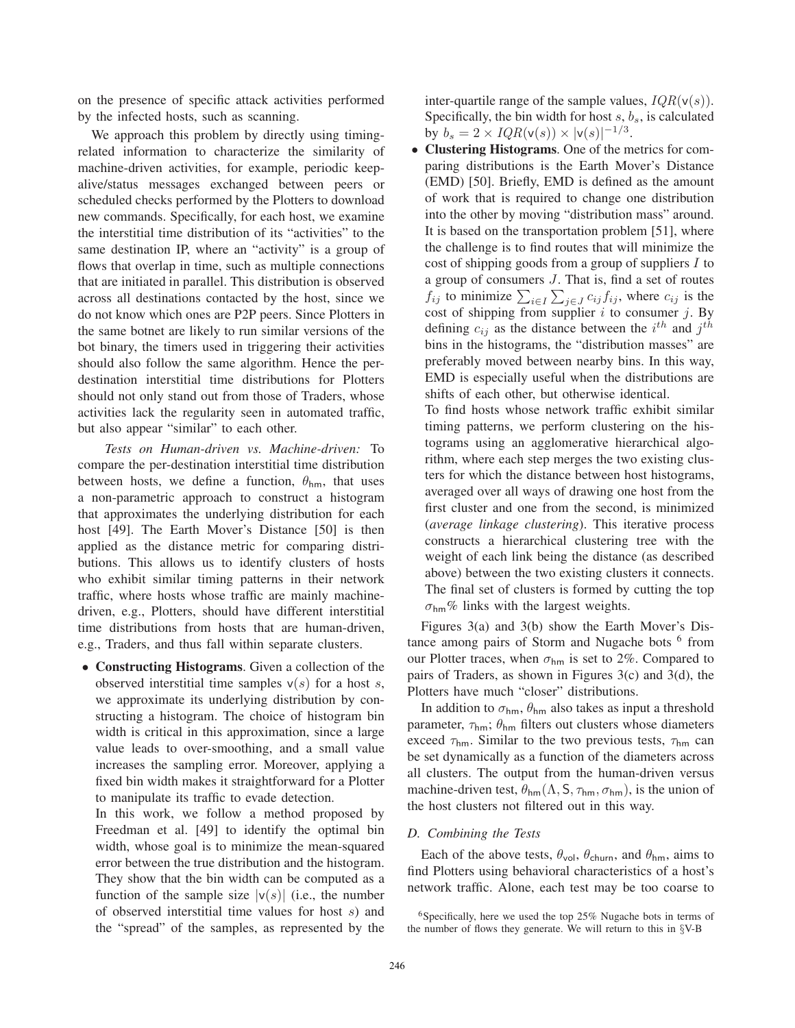on the presence of specific attack activities performed by the infected hosts, such as scanning.

We approach this problem by directly using timing-related information to characterize the similarity of machine-driven activities, for example, periodic keep-alive/status messages exchanged between peers or scheduled checks performed by the Plotters to download new commands. Specifically, for each host, we examine the interstitial time distribution of its "activities" to the same destination IP, where an "activity" is a group of flows that overlap in time, such as multiple connections that are initiated in parallel. This distribution is observed across all destinations contacted by the host, since we do not know which ones are P2P peers. Since Plotters in the same botnet are likely to run similar versions of the bot binary, the timers used in triggering their activities should also follow the same algorithm. Hence the per-destination interstitial time distributions for Plotters should not only stand out from those of Traders, whose activities lack the regularity seen in automated traffic, but also appear "similar" to each other.

*Tests on Human-driven vs. Machine-driven:* To compare the per-destination interstitial time distribution between hosts, we define a function, $\theta_{\mathsf{hm}}$, that uses a non-parametric approach to construct a histogram that approximates the underlying distribution for each host [49]. The Earth Mover's Distance [50] is then applied as the distance metric for comparing distributions. This allows us to identify clusters of hosts who exhibit similar timing patterns in their network traffic, where hosts whose traffic are mainly machine-driven, e.g., Plotters, should have different interstitial time distributions from hosts that are human-driven, e.g., Traders, and thus fall within separate clusters.

- **Constructing Histograms**. Given a collection of the observed interstitial time samples $\mathsf{v}(s)$ for a host $s$, we approximate its underlying distribution by constructing a histogram. The choice of histogram bin width is critical in this approximation, since a large value leads to over-smoothing, and a small value increases the sampling error. Moreover, applying a fixed bin width makes it straightforward for a Plotter to manipulate its traffic to evade detection.
  In this work, we follow a method proposed by Freedman et al. [49] to identify the optimal bin width, whose goal is to minimize the mean-squared error between the true distribution and the histogram. They show that the bin width can be computed as a function of the sample size $|\mathsf{v}(s)|$ (i.e., the number of observed interstitial time values for host $s$) and the "spread" of the samples, as represented by the inter-quartile range of the sample values, $IQR(\mathsf{v}(s))$. Specifically, the bin width for host $s$, $b_s$, is calculated by $b_s = 2 \times IQR(\mathsf{v}(s)) \times |\mathsf{v}(s)|^{-1/3}$.
- **Clustering Histograms**. One of the metrics for comparing distributions is the Earth Mover's Distance (EMD) [50]. Briefly, EMD is defined as the amount of work that is required to change one distribution into the other by moving "distribution mass" around. It is based on the transportation problem [51], where the challenge is to find routes that will minimize the cost of shipping goods from a group of suppliers $I$ to a group of consumers $J$. That is, find a set of routes $f_{ij}$ to minimize $\sum_{i \in I} \sum_{j \in J} c_{ij} f_{ij}$, where $c_{ij}$ is the cost of shipping from supplier $i$ to consumer $j$. By defining $c_{ij}$ as the distance between the $i^{th}$ and $j^{th}$ bins in the histograms, the "distribution masses" are preferably moved between nearby bins. In this way, EMD is especially useful when the distributions are shifts of each other, but otherwise identical.
  To find hosts whose network traffic exhibit similar timing patterns, we perform clustering on the histograms using an agglomerative hierarchical algorithm, where each step merges the two existing clusters for which the distance between host histograms, averaged over all ways of drawing one host from the first cluster and one from the second, is minimized (*average linkage clustering*). This iterative process constructs a hierarchical clustering tree with the weight of each link being the distance (as described above) between the two existing clusters it connects. The final set of clusters is formed by cutting the top $\sigma_{\mathsf{hm}}$% links with the largest weights.

Figures 3(a) and 3(b) show the Earth Mover's Distance among pairs of Storm and Nugache bots [6] from our Plotter traces, when $\sigma_{\mathsf{hm}}$ is set to 2%. Compared to pairs of Traders, as shown in Figures 3(c) and 3(d), the Plotters have much "closer" distributions.

In addition to $\sigma_{\mathsf{hm}}$, $\theta_{\mathsf{hm}}$ also takes as input a threshold parameter, $\tau_{\mathsf{hm}}$; $\theta_{\mathsf{hm}}$ filters out clusters whose diameters exceed $\tau_{\mathsf{hm}}$. Similar to the two previous tests, $\tau_{\mathsf{hm}}$ can be set dynamically as a function of the diameters across all clusters. The output from the human-driven versus machine-driven test, $\theta_{\mathsf{hm}}(\Lambda, \mathsf{S}, \tau_{\mathsf{hm}}, \sigma_{\mathsf{hm}})$, is the union of the host clusters not filtered out in this way.

### D. Combining the Tests

Each of the above tests, $\theta_{\mathsf{vol}}$, $\theta_{\mathsf{churn}}$, and $\theta_{\mathsf{hm}}$, aims to find Plotters using behavioral characteristics of a host's network traffic. Alone, each test may be too coarse to

[6] Specifically, here we used the top 25% Nugache bots in terms of the number of flows they generate. We will return to this in §V-B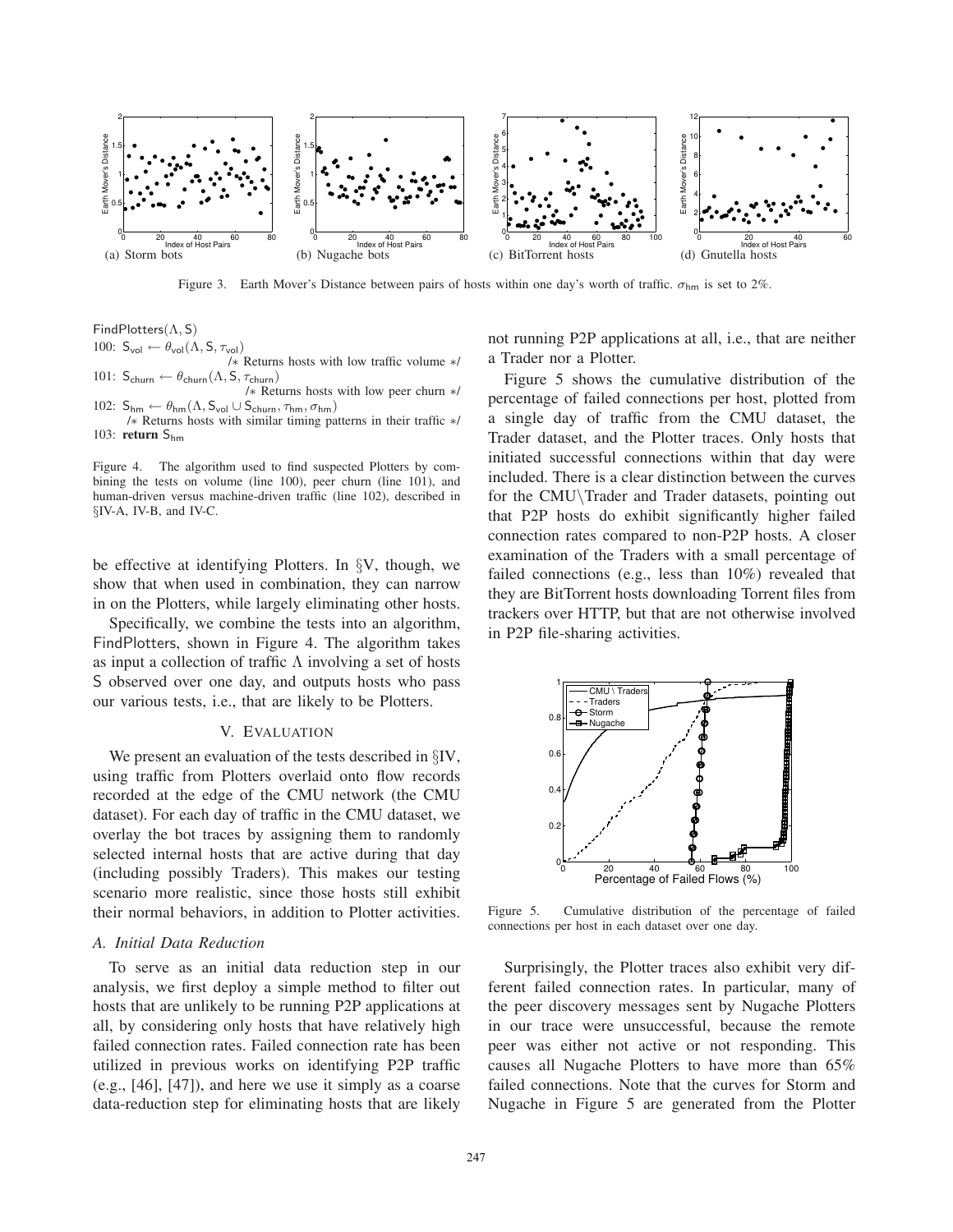Figure 3. Earth Mover's Distance between pairs of hosts within one day's worth of traffic. $\sigma_{\mathsf{hm}}$ is set to 2%.

```
FindPlotters(Λ, S)
100: S_vol ← θ_vol(Λ, S, τ_vol)
                    /* Returns hosts with low traffic volume */
101: S_churn ← θ_churn(Λ, S, τ_churn)
                    /* Returns hosts with low peer churn */
102: S_hm ← θ_hm(Λ, S_vol ∪ S_churn, τ_hm, σ_hm)
     /* Returns hosts with similar timing patterns in their traffic */
103: return S_hm
```

Figure 4. The algorithm used to find suspected Plotters by combining the tests on volume (line 100), peer churn (line 101), and human-driven versus machine-driven traffic (line 102), described in §IV-A, IV-B, and IV-C.

be effective at identifying Plotters. In §V, though, we show that when used in combination, they can narrow in on the Plotters, while largely eliminating other hosts.

Specifically, we combine the tests into an algorithm, FindPlotters, shown in Figure 4. The algorithm takes as input a collection of traffic $\Lambda$ involving a set of hosts $\mathsf{S}$ observed over one day, and outputs hosts who pass our various tests, i.e., that are likely to be Plotters.

## V. Evaluation

We present an evaluation of the tests described in §IV, using traffic from Plotters overlaid onto flow records recorded at the edge of the CMU network (the CMU dataset). For each day of traffic in the CMU dataset, we overlay the bot traces by assigning them to randomly selected internal hosts that are active during that day (including possibly Traders). This makes our testing scenario more realistic, since those hosts still exhibit their normal behaviors, in addition to Plotter activities.

### *A. Initial Data Reduction*

To serve as an initial data reduction step in our analysis, we first deploy a simple method to filter out hosts that are unlikely to be running P2P applications at all, by considering only hosts that have relatively high failed connection rates. Failed connection rate has been utilized in previous works on identifying P2P traffic (e.g., [46], [47]), and here we use it simply as a coarse data-reduction step for eliminating hosts that are likely not running P2P applications at all, i.e., that are neither a Trader nor a Plotter.

Figure 5 shows the cumulative distribution of the percentage of failed connections per host, plotted from a single day of traffic from the CMU dataset, the Trader dataset, and the Plotter traces. Only hosts that initiated successful connections within that day were included. There is a clear distinction between the curves for the CMU\Trader and Trader datasets, pointing out that P2P hosts do exhibit significantly higher failed connection rates compared to non-P2P hosts. A closer examination of the Traders with a small percentage of failed connections (e.g., less than 10%) revealed that they are BitTorrent hosts downloading Torrent files from trackers over HTTP, but that are not otherwise involved in P2P file-sharing activities.

Figure 5. Cumulative distribution of the percentage of failed connections per host in each dataset over one day.

Surprisingly, the Plotter traces also exhibit very different failed connection rates. In particular, many of the peer discovery messages sent by Nugache Plotters in our trace were unsuccessful, because the remote peer was either not active or not responding. This causes all Nugache Plotters to have more than 65% failed connections. Note that the curves for Storm and Nugache in Figure 5 are generated from the Plotter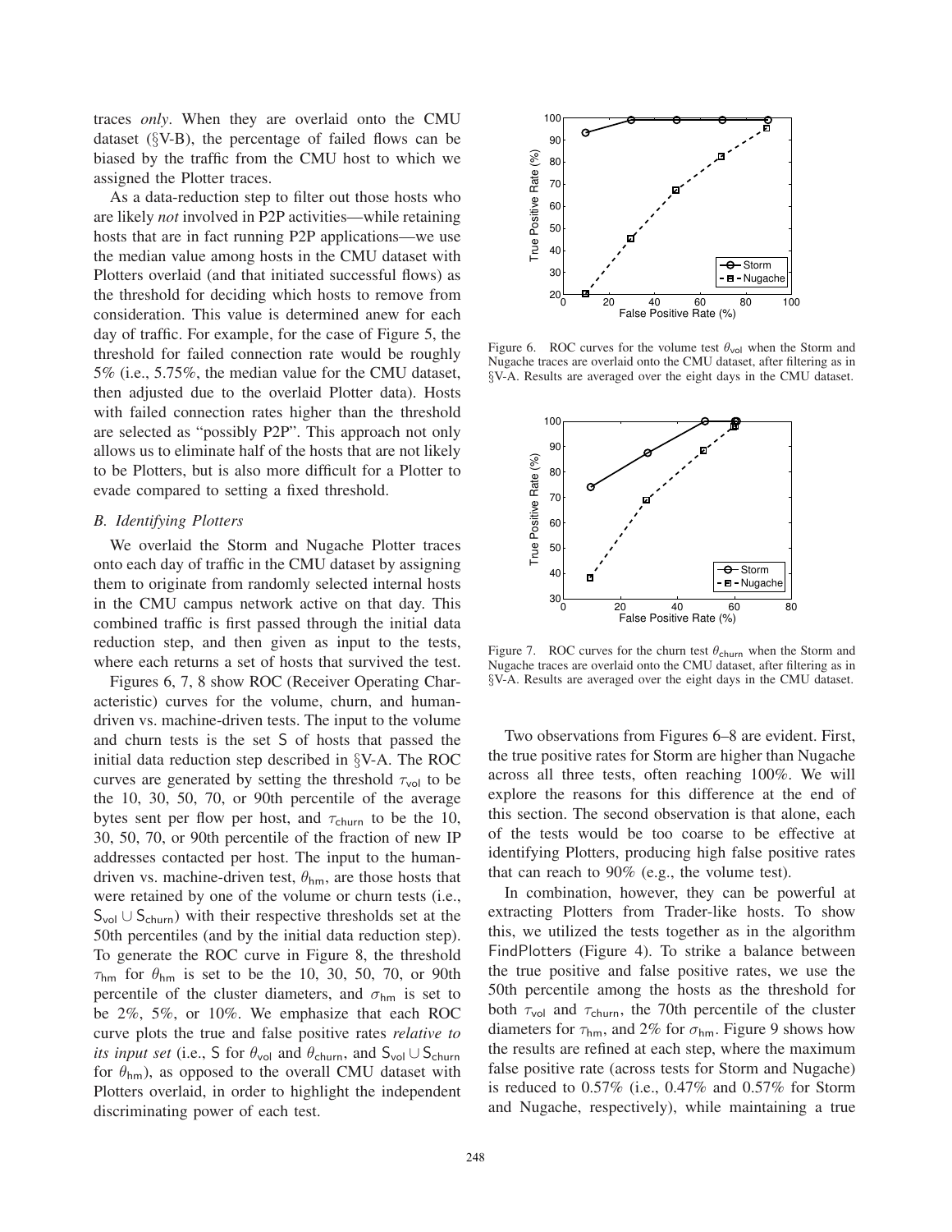traces *only*. When they are overlaid onto the CMU dataset (§V-B), the percentage of failed flows can be biased by the traffic from the CMU host to which we assigned the Plotter traces.

As a data-reduction step to filter out those hosts who are likely *not* involved in P2P activities—while retaining hosts that are in fact running P2P applications—we use the median value among hosts in the CMU dataset with Plotters overlaid (and that initiated successful flows) as the threshold for deciding which hosts to remove from consideration. This value is determined anew for each day of traffic. For example, for the case of Figure 5, the threshold for failed connection rate would be roughly 5% (i.e., 5.75%, the median value for the CMU dataset, then adjusted due to the overlaid Plotter data). Hosts with failed connection rates higher than the threshold are selected as "possibly P2P". This approach not only allows us to eliminate half of the hosts that are not likely to be Plotters, but is also more difficult for a Plotter to evade compared to setting a fixed threshold.

## *B. Identifying Plotters*

We overlaid the Storm and Nugache Plotter traces onto each day of traffic in the CMU dataset by assigning them to originate from randomly selected internal hosts in the CMU campus network active on that day. This combined traffic is first passed through the initial data reduction step, and then given as input to the tests, where each returns a set of hosts that survived the test.

Figures 6, 7, 8 show ROC (Receiver Operating Characteristic) curves for the volume, churn, and human-driven vs. machine-driven tests. The input to the volume and churn tests is the set $\mathsf{S}$ of hosts that passed the initial data reduction step described in §V-A. The ROC curves are generated by setting the threshold $\tau_{\mathsf{vol}}$ to be the 10, 30, 50, 70, or 90th percentile of the average bytes sent per flow per host, and $\tau_{\mathsf{churn}}$ to be the 10, 30, 50, 70, or 90th percentile of the fraction of new IP addresses contacted per host. The input to the human-driven vs. machine-driven test, $\theta_{\mathsf{hm}}$, are those hosts that were retained by one of the volume or churn tests (i.e., $\mathsf{S}_{\mathsf{vol}} \cup \mathsf{S}_{\mathsf{churn}}$) with their respective thresholds set at the 50th percentiles (and by the initial data reduction step). To generate the ROC curve in Figure 8, the threshold $\tau_{\mathsf{hm}}$ for $\theta_{\mathsf{hm}}$ is set to be the 10, 30, 50, 70, or 90th percentile of the cluster diameters, and $\sigma_{\mathsf{hm}}$ is set to be 2%, 5%, or 10%. We emphasize that each ROC curve plots the true and false positive rates *relative to its input set* (i.e., $\mathsf{S}$ for $\theta_{\mathsf{vol}}$ and $\theta_{\mathsf{churn}}$, and $\mathsf{S}_{\mathsf{vol}} \cup \mathsf{S}_{\mathsf{churn}}$ for $\theta_{\mathsf{hm}}$), as opposed to the overall CMU dataset with Plotters overlaid, in order to highlight the independent discriminating power of each test.

Figure 6. ROC curves for the volume test $\theta_{\mathsf{vol}}$ when the Storm and Nugache traces are overlaid onto the CMU dataset, after filtering as in §V-A. Results are averaged over the eight days in the CMU dataset.

Figure 7. ROC curves for the churn test $\theta_{\mathsf{churn}}$ when the Storm and Nugache traces are overlaid onto the CMU dataset, after filtering as in §V-A. Results are averaged over the eight days in the CMU dataset.

Two observations from Figures 6–8 are evident. First, the true positive rates for Storm are higher than Nugache across all three tests, often reaching 100%. We will explore the reasons for this difference at the end of this section. The second observation is that alone, each of the tests would be too coarse to be effective at identifying Plotters, producing high false positive rates that can reach to 90% (e.g., the volume test).

In combination, however, they can be powerful at extracting Plotters from Trader-like hosts. To show this, we utilized the tests together as in the algorithm FindPlotters (Figure 4). To strike a balance between the true positive and false positive rates, we use the 50th percentile among the hosts as the threshold for both $\tau_{\mathsf{vol}}$ and $\tau_{\mathsf{churn}}$, the 70th percentile of the cluster diameters for $\tau_{\mathsf{hm}}$, and 2% for $\sigma_{\mathsf{hm}}$. Figure 9 shows how the results are refined at each step, where the maximum false positive rate (across tests for Storm and Nugache) is reduced to 0.57% (i.e., 0.47% and 0.57% for Storm and Nugache, respectively), while maintaining a true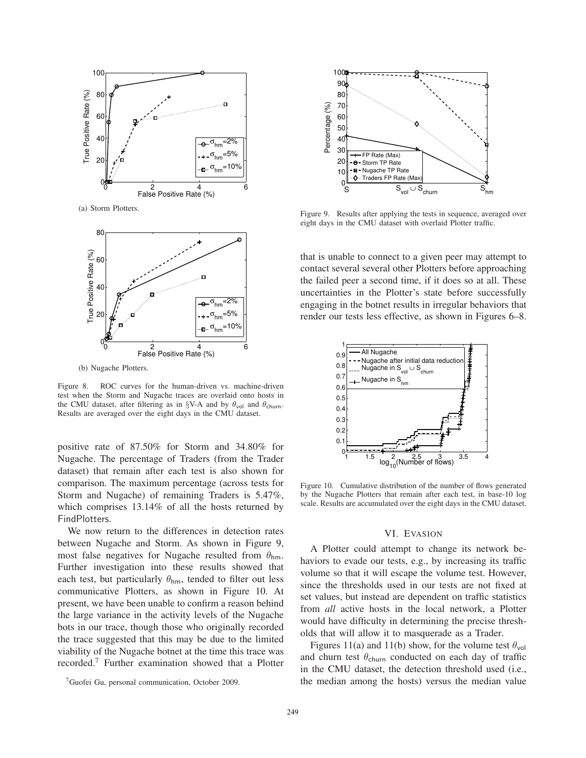(a) Storm Plotters.

(b) Nugache Plotters.

Figure 8. ROC curves for the human-driven vs. machine-driven test when the Storm and Nugache traces are overlaid onto hosts in the CMU dataset, after filtering as in §V-A and by $\theta_{\mathsf{vol}}$ and $\theta_{\mathsf{churn}}$. Results are averaged over the eight days in the CMU dataset.

positive rate of 87.50% for Storm and 34.80% for Nugache. The percentage of Traders (from the Trader dataset) that remain after each test is also shown for comparison. The maximum percentage (across tests for Storm and Nugache) of remaining Traders is 5.47%, which comprises 13.14% of all the hosts returned by FindPlotters.

We now return to the differences in detection rates between Nugache and Storm. As shown in Figure 9, most false negatives for Nugache resulted from $\theta_{\mathsf{hm}}$. Further investigation into these results showed that each test, but particularly $\theta_{\mathsf{hm}}$, tended to filter out less communicative Plotters, as shown in Figure 10. At present, we have been unable to confirm a reason behind the large variance in the activity levels of the Nugache bots in our trace, though those who originally recorded the trace suggested that this may be due to the limited viability of the Nugache botnet at the time this trace was recorded.[7] Further examination showed that a Plotter

[7]Guofei Gu, personal communication, October 2009.

Figure 9. Results after applying the tests in sequence, averaged over eight days in the CMU dataset with overlaid Plotter traffic.

that is unable to connect to a given peer may attempt to contact several several other Plotters before approaching the failed peer a second time, if it does so at all. These uncertainties in the Plotter's state before successfully engaging in the botnet results in irregular behaviors that render our tests less effective, as shown in Figures 6–8.

Figure 10. Cumulative distribution of the number of flows generated by the Nugache Plotters that remain after each test, in base-10 log scale. Results are accumulated over the eight days in the CMU dataset.

## VI. Evasion

A Plotter could attempt to change its network behaviors to evade our tests, e.g., by increasing its traffic volume so that it will escape the volume test. However, since the thresholds used in our tests are not fixed at set values, but instead are dependent on traffic statistics from *all* active hosts in the local network, a Plotter would have difficulty in determining the precise thresholds that will allow it to masquerade as a Trader.

Figures 11(a) and 11(b) show, for the volume test $\theta_{\mathsf{vol}}$ and churn test $\theta_{\mathsf{churn}}$ conducted on each day of traffic in the CMU dataset, the detection threshold used (i.e., the median among the hosts) versus the median value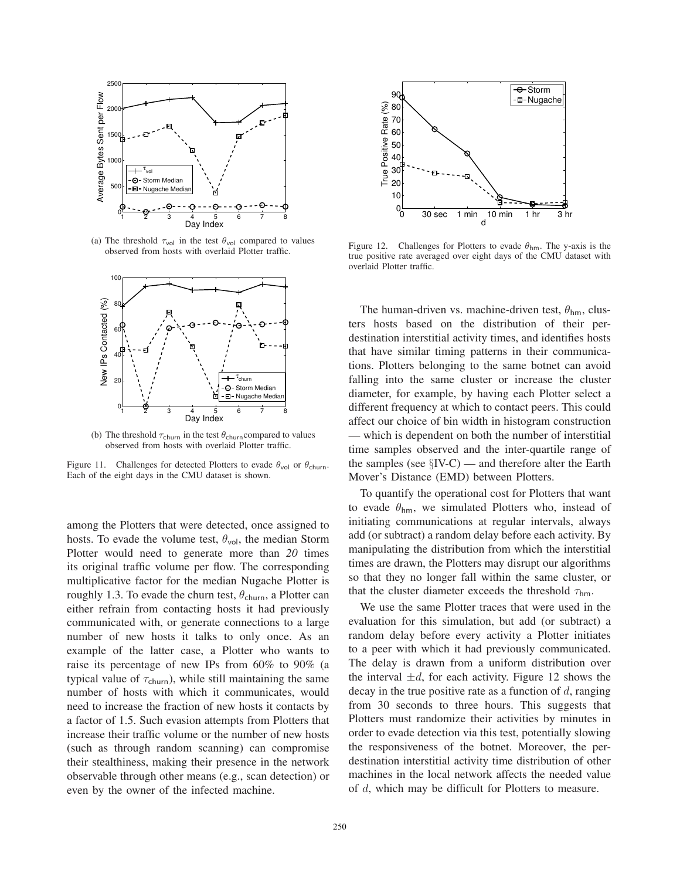(a) The threshold $\tau_{\text{vol}}$ in the test $\theta_{\text{vol}}$ compared to values observed from hosts with overlaid Plotter traffic.

(b) The threshold $\tau_{\text{churn}}$ in the test $\theta_{\text{churn}}$ compared to values observed from hosts with overlaid Plotter traffic.

Figure 11. Challenges for detected Plotters to evade $\theta_{\text{vol}}$ or $\theta_{\text{churn}}$. Each of the eight days in the CMU dataset is shown.

among the Plotters that were detected, once assigned to hosts. To evade the volume test, $\theta_{\text{vol}}$, the median Storm Plotter would need to generate more than *20* times its original traffic volume per flow. The corresponding multiplicative factor for the median Nugache Plotter is roughly 1.3. To evade the churn test, $\theta_{\text{churn}}$, a Plotter can either refrain from contacting hosts it had previously communicated with, or generate connections to a large number of new hosts it talks to only once. As an example of the latter case, a Plotter who wants to raise its percentage of new IPs from 60% to 90% (a typical value of $\tau_{\text{churn}}$), while still maintaining the same number of hosts with which it communicates, would need to increase the fraction of new hosts it contacts by a factor of 1.5. Such evasion attempts from Plotters that increase their traffic volume or the number of new hosts (such as through random scanning) can compromise their stealthiness, making their presence in the network observable through other means (e.g., scan detection) or even by the owner of the infected machine.

Figure 12. Challenges for Plotters to evade $\theta_{\text{hm}}$. The y-axis is the true positive rate averaged over eight days of the CMU dataset with overlaid Plotter traffic.

The human-driven vs. machine-driven test, $\theta_{\text{hm}}$, clusters hosts based on the distribution of their per-destination interstitial activity times, and identifies hosts that have similar timing patterns in their communications. Plotters belonging to the same botnet can avoid falling into the same cluster or increase the cluster diameter, for example, by having each Plotter select a different frequency at which to contact peers. This could affect our choice of bin width in histogram construction — which is dependent on both the number of interstitial time samples observed and the inter-quartile range of the samples (see §IV-C) — and therefore alter the Earth Mover's Distance (EMD) between Plotters.

To quantify the operational cost for Plotters that want to evade $\theta_{\text{hm}}$, we simulated Plotters who, instead of initiating communications at regular intervals, always add (or subtract) a random delay before each activity. By manipulating the distribution from which the interstitial times are drawn, the Plotters may disrupt our algorithms so that they no longer fall within the same cluster, or that the cluster diameter exceeds the threshold $\tau_{\text{hm}}$.

We use the same Plotter traces that were used in the evaluation for this simulation, but add (or subtract) a random delay before every activity a Plotter initiates to a peer with which it had previously communicated. The delay is drawn from a uniform distribution over the interval $\pm d$, for each activity. Figure 12 shows the decay in the true positive rate as a function of $d$, ranging from 30 seconds to three hours. This suggests that Plotters must randomize their activities by minutes in order to evade detection via this test, potentially slowing the responsiveness of the botnet. Moreover, the per-destination interstitial activity time distribution of other machines in the local network affects the needed value of $d$, which may be difficult for Plotters to measure.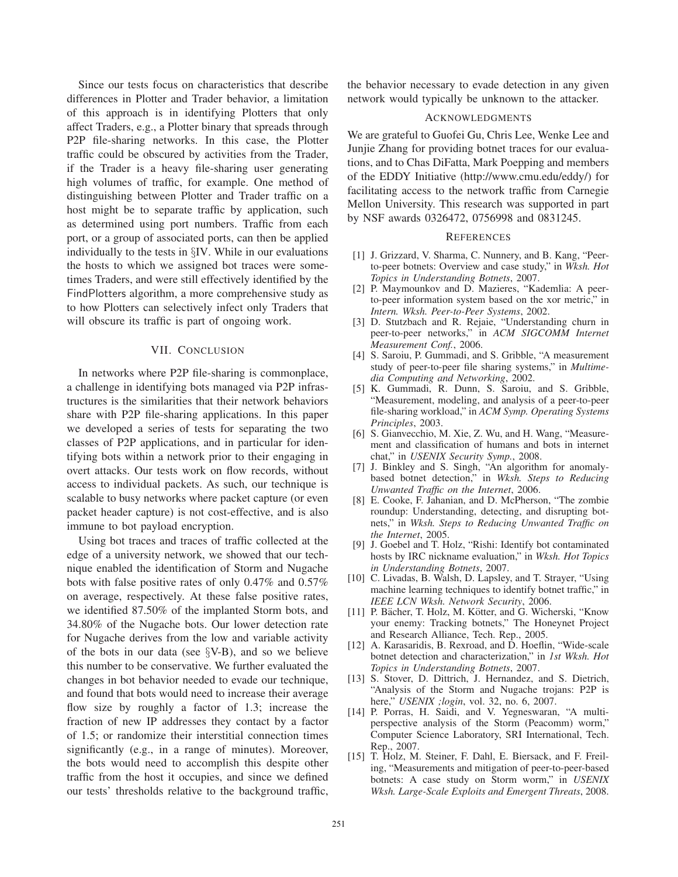Since our tests focus on characteristics that describe differences in Plotter and Trader behavior, a limitation of this approach is in identifying Plotters that only affect Traders, e.g., a Plotter binary that spreads through P2P file-sharing networks. In this case, the Plotter traffic could be obscured by activities from the Trader, if the Trader is a heavy file-sharing user generating high volumes of traffic, for example. One method of distinguishing between Plotter and Trader traffic on a host might be to separate traffic by application, such as determined using port numbers. Traffic from each port, or a group of associated ports, can then be applied individually to the tests in §IV. While in our evaluations the hosts to which we assigned bot traces were sometimes Traders, and were still effectively identified by the FindPlotters algorithm, a more comprehensive study as to how Plotters can selectively infect only Traders that will obscure its traffic is part of ongoing work.

## VII. Conclusion

In networks where P2P file-sharing is commonplace, a challenge in identifying bots managed via P2P infrastructures is the similarities that their network behaviors share with P2P file-sharing applications. In this paper we developed a series of tests for separating the two classes of P2P applications, and in particular for identifying bots within a network prior to their engaging in overt attacks. Our tests work on flow records, without access to individual packets. As such, our technique is scalable to busy networks where packet capture (or even packet header capture) is not cost-effective, and is also immune to bot payload encryption.

Using bot traces and traces of traffic collected at the edge of a university network, we showed that our technique enabled the identification of Storm and Nugache bots with false positive rates of only 0.47% and 0.57% on average, respectively. At these false positive rates, we identified 87.50% of the implanted Storm bots, and 34.80% of the Nugache bots. Our lower detection rate for Nugache derives from the low and variable activity of the bots in our data (see §V-B), and so we believe this number to be conservative. We further evaluated the changes in bot behavior needed to evade our technique, and found that bots would need to increase their average flow size by roughly a factor of 1.3; increase the fraction of new IP addresses they contact by a factor of 1.5; or randomize their interstitial connection times significantly (e.g., in a range of minutes). Moreover, the bots would need to accomplish this despite other traffic from the host it occupies, and since we defined our tests' thresholds relative to the background traffic, the behavior necessary to evade detection in any given network would typically be unknown to the attacker.

## Acknowledgments

We are grateful to Guofei Gu, Chris Lee, Wenke Lee and Junjie Zhang for providing botnet traces for our evaluations, and to Chas DiFatta, Mark Poepping and members of the EDDY Initiative (http://www.cmu.edu/eddy/) for facilitating access to the network traffic from Carnegie Mellon University. This research was supported in part by NSF awards 0326472, 0756998 and 0831245.

## References

[1] J. Grizzard, V. Sharma, C. Nunnery, and B. Kang, "Peer-to-peer botnets: Overview and case study," in *Wksh. Hot Topics in Understanding Botnets*, 2007.

[2] P. Maymounkov and D. Mazieres, "Kademlia: A peer-to-peer information system based on the xor metric," in *Intern. Wksh. Peer-to-Peer Systems*, 2002.

[3] D. Stutzbach and R. Rejaie, "Understanding churn in peer-to-peer networks," in *ACM SIGCOMM Internet Measurement Conf.*, 2006.

[4] S. Saroiu, P. Gummadi, and S. Gribble, "A measurement study of peer-to-peer file sharing systems," in *Multimedia Computing and Networking*, 2002.

[5] K. Gummadi, R. Dunn, S. Saroiu, and S. Gribble, "Measurement, modeling, and analysis of a peer-to-peer file-sharing workload," in *ACM Symp. Operating Systems Principles*, 2003.

[6] S. Gianvecchio, M. Xie, Z. Wu, and H. Wang, "Measurement and classification of humans and bots in internet chat," in *USENIX Security Symp.*, 2008.

[7] J. Binkley and S. Singh, "An algorithm for anomaly-based botnet detection," in *Wksh. Steps to Reducing Unwanted Traffic on the Internet*, 2006.

[8] E. Cooke, F. Jahanian, and D. McPherson, "The zombie roundup: Understanding, detecting, and disrupting botnets," in *Wksh. Steps to Reducing Unwanted Traffic on the Internet*, 2005.

[9] J. Goebel and T. Holz, "Rishi: Identify bot contaminated hosts by IRC nickname evaluation," in *Wksh. Hot Topics in Understanding Botnets*, 2007.

[10] C. Livadas, B. Walsh, D. Lapsley, and T. Strayer, "Using machine learning techniques to identify botnet traffic," in *IEEE LCN Wksh. Network Security*, 2006.

[11] P. Bächer, T. Holz, M. Kötter, and G. Wicherski, "Know your enemy: Tracking botnets," The Honeynet Project and Research Alliance, Tech. Rep., 2005.

[12] A. Karasaridis, B. Rexroad, and D. Hoeflin, "Wide-scale botnet detection and characterization," in *1st Wksh. Hot Topics in Understanding Botnets*, 2007.

[13] S. Stover, D. Dittrich, J. Hernandez, and S. Dietrich, "Analysis of the Storm and Nugache trojans: P2P is here," *USENIX ;login*, vol. 32, no. 6, 2007.

[14] P. Porras, H. Saidi, and V. Yegneswaran, "A multi-perspective analysis of the Storm (Peacomm) worm," Computer Science Laboratory, SRI International, Tech. Rep., 2007.

[15] T. Holz, M. Steiner, F. Dahl, E. Biersack, and F. Freiling, "Measurements and mitigation of peer-to-peer-based botnets: A case study on Storm worm," in *USENIX Wksh. Large-Scale Exploits and Emergent Threats*, 2008.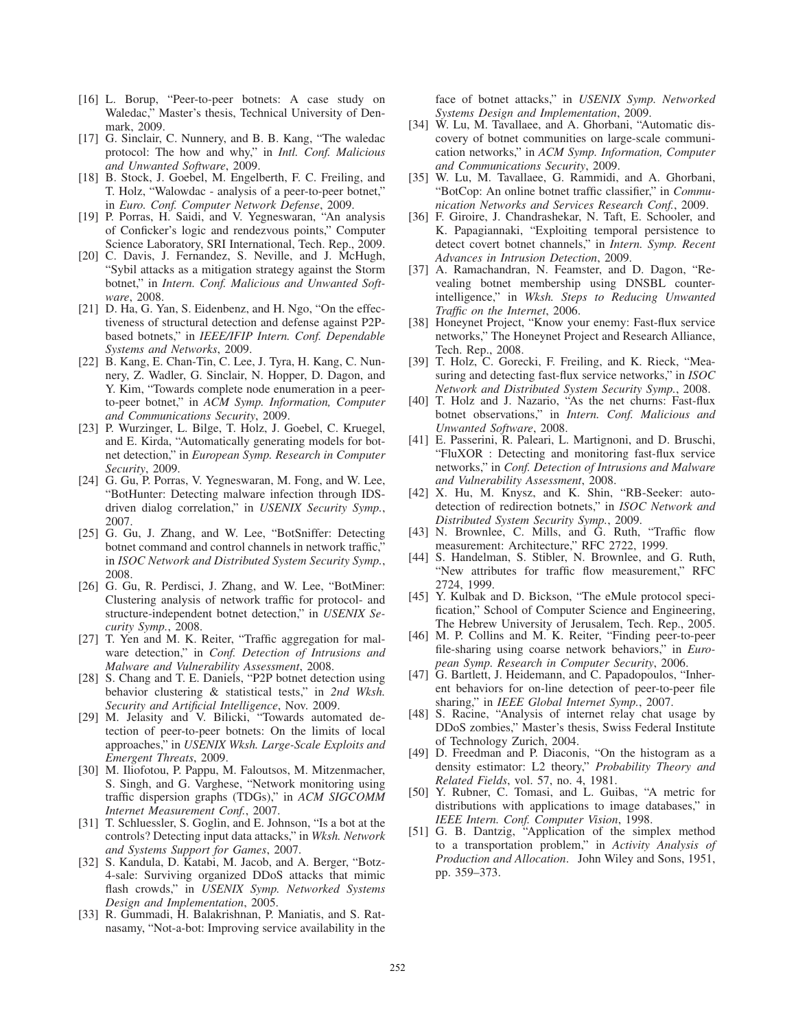[16] L. Borup, "Peer-to-peer botnets: A case study on Waledac," Master's thesis, Technical University of Denmark, 2009.

[17] G. Sinclair, C. Nunnery, and B. B. Kang, "The waledac protocol: The how and why," in *Intl. Conf. Malicious and Unwanted Software*, 2009.

[18] B. Stock, J. Goebel, M. Engelberth, F. C. Freiling, and T. Holz, "Walowdac - analysis of a peer-to-peer botnet," in *Euro. Conf. Computer Network Defense*, 2009.

[19] P. Porras, H. Saidi, and V. Yegneswaran, "An analysis of Conficker's logic and rendezvous points," Computer Science Laboratory, SRI International, Tech. Rep., 2009.

[20] C. Davis, J. Fernandez, S. Neville, and J. McHugh, "Sybil attacks as a mitigation strategy against the Storm botnet," in *Intern. Conf. Malicious and Unwanted Software*, 2008.

[21] D. Ha, G. Yan, S. Eidenbenz, and H. Ngo, "On the effectiveness of structural detection and defense against P2P-based botnets," in *IEEE/IFIP Intern. Conf. Dependable Systems and Networks*, 2009.

[22] B. Kang, E. Chan-Tin, C. Lee, J. Tyra, H. Kang, C. Nunnery, Z. Wadler, G. Sinclair, N. Hopper, D. Dagon, and Y. Kim, "Towards complete node enumeration in a peer-to-peer botnet," in *ACM Symp. Information, Computer and Communications Security*, 2009.

[23] P. Wurzinger, L. Bilge, T. Holz, J. Goebel, C. Kruegel, and E. Kirda, "Automatically generating models for botnet detection," in *European Symp. Research in Computer Security*, 2009.

[24] G. Gu, P. Porras, V. Yegneswaran, M. Fong, and W. Lee, "BotHunter: Detecting malware infection through IDS-driven dialog correlation," in *USENIX Security Symp.*, 2007.

[25] G. Gu, J. Zhang, and W. Lee, "BotSniffer: Detecting botnet command and control channels in network traffic," in *ISOC Network and Distributed System Security Symp.*, 2008.

[26] G. Gu, R. Perdisci, J. Zhang, and W. Lee, "BotMiner: Clustering analysis of network traffic for protocol- and structure-independent botnet detection," in *USENIX Security Symp.*, 2008.

[27] T. Yen and M. K. Reiter, "Traffic aggregation for malware detection," in *Conf. Detection of Intrusions and Malware and Vulnerability Assessment*, 2008.

[28] S. Chang and T. E. Daniels, "P2P botnet detection using behavior clustering & statistical tests," in *2nd Wksh. Security and Artificial Intelligence*, Nov. 2009.

[29] M. Jelasity and V. Bilicki, "Towards automated detection of peer-to-peer botnets: On the limits of local approaches," in *USENIX Wksh. Large-Scale Exploits and Emergent Threats*, 2009.

[30] M. Iliofotou, P. Pappu, M. Faloutsos, M. Mitzenmacher, S. Singh, and G. Varghese, "Network monitoring using traffic dispersion graphs (TDGs)," in *ACM SIGCOMM Internet Measurement Conf.*, 2007.

[31] T. Schluessler, S. Goglin, and E. Johnson, "Is a bot at the controls? Detecting input data attacks," in *Wksh. Network and Systems Support for Games*, 2007.

[32] S. Kandula, D. Katabi, M. Jacob, and A. Berger, "Botz-4-sale: Surviving organized DDoS attacks that mimic flash crowds," in *USENIX Symp. Networked Systems Design and Implementation*, 2005.

[33] R. Gummadi, H. Balakrishnan, P. Maniatis, and S. Ratnasamy, "Not-a-bot: Improving service availability in the face of botnet attacks," in *USENIX Symp. Networked Systems Design and Implementation*, 2009.

[34] W. Lu, M. Tavallaee, and A. Ghorbani, "Automatic discovery of botnet communities on large-scale communication networks," in *ACM Symp. Information, Computer and Communications Security*, 2009.

[35] W. Lu, M. Tavallaee, G. Rammidi, and A. Ghorbani, "BotCop: An online botnet traffic classifier," in *Communication Networks and Services Research Conf.*, 2009.

[36] F. Giroire, J. Chandrashekar, N. Taft, E. Schooler, and K. Papagiannaki, "Exploiting temporal persistence to detect covert botnet channels," in *Intern. Symp. Recent Advances in Intrusion Detection*, 2009.

[37] A. Ramachandran, N. Feamster, and D. Dagon, "Revealing botnet membership using DNSBL counter-intelligence," in *Wksh. Steps to Reducing Unwanted Traffic on the Internet*, 2006.

[38] Honeynet Project, "Know your enemy: Fast-flux service networks," The Honeynet Project and Research Alliance, Tech. Rep., 2008.

[39] T. Holz, C. Gorecki, F. Freiling, and K. Rieck, "Measuring and detecting fast-flux service networks," in *ISOC Network and Distributed System Security Symp.*, 2008.

[40] T. Holz and J. Nazario, "As the net churns: Fast-flux botnet observations," in *Intern. Conf. Malicious and Unwanted Software*, 2008.

[41] E. Passerini, R. Paleari, L. Martignoni, and D. Bruschi, "FluXOR : Detecting and monitoring fast-flux service networks," in *Conf. Detection of Intrusions and Malware and Vulnerability Assessment*, 2008.

[42] X. Hu, M. Knysz, and K. Shin, "RB-Seeker: auto-detection of redirection botnets," in *ISOC Network and Distributed System Security Symp.*, 2009.

[43] N. Brownlee, C. Mills, and G. Ruth, "Traffic flow measurement: Architecture," RFC 2722, 1999.

[44] S. Handelman, S. Stibler, N. Brownlee, and G. Ruth, "New attributes for traffic flow measurement," RFC 2724, 1999.

[45] Y. Kulbak and D. Bickson, "The eMule protocol specification," School of Computer Science and Engineering, The Hebrew University of Jerusalem, Tech. Rep., 2005.

[46] M. P. Collins and M. K. Reiter, "Finding peer-to-peer file-sharing using coarse network behaviors," in *European Symp. Research in Computer Security*, 2006.

[47] G. Bartlett, J. Heidemann, and C. Papadopoulos, "Inherent behaviors for on-line detection of peer-to-peer file sharing," in *IEEE Global Internet Symp.*, 2007.

[48] S. Racine, "Analysis of internet relay chat usage by DDoS zombies," Master's thesis, Swiss Federal Institute of Technology Zurich, 2004.

[49] D. Freedman and P. Diaconis, "On the histogram as a density estimator: L2 theory," *Probability Theory and Related Fields*, vol. 57, no. 4, 1981.

[50] Y. Rubner, C. Tomasi, and L. Guibas, "A metric for distributions with applications to image databases," in *IEEE Intern. Conf. Computer Vision*, 1998.

[51] G. B. Dantzig, "Application of the simplex method to a transportation problem," in *Activity Analysis of Production and Allocation*. John Wiley and Sons, 1951, pp. 359–373.